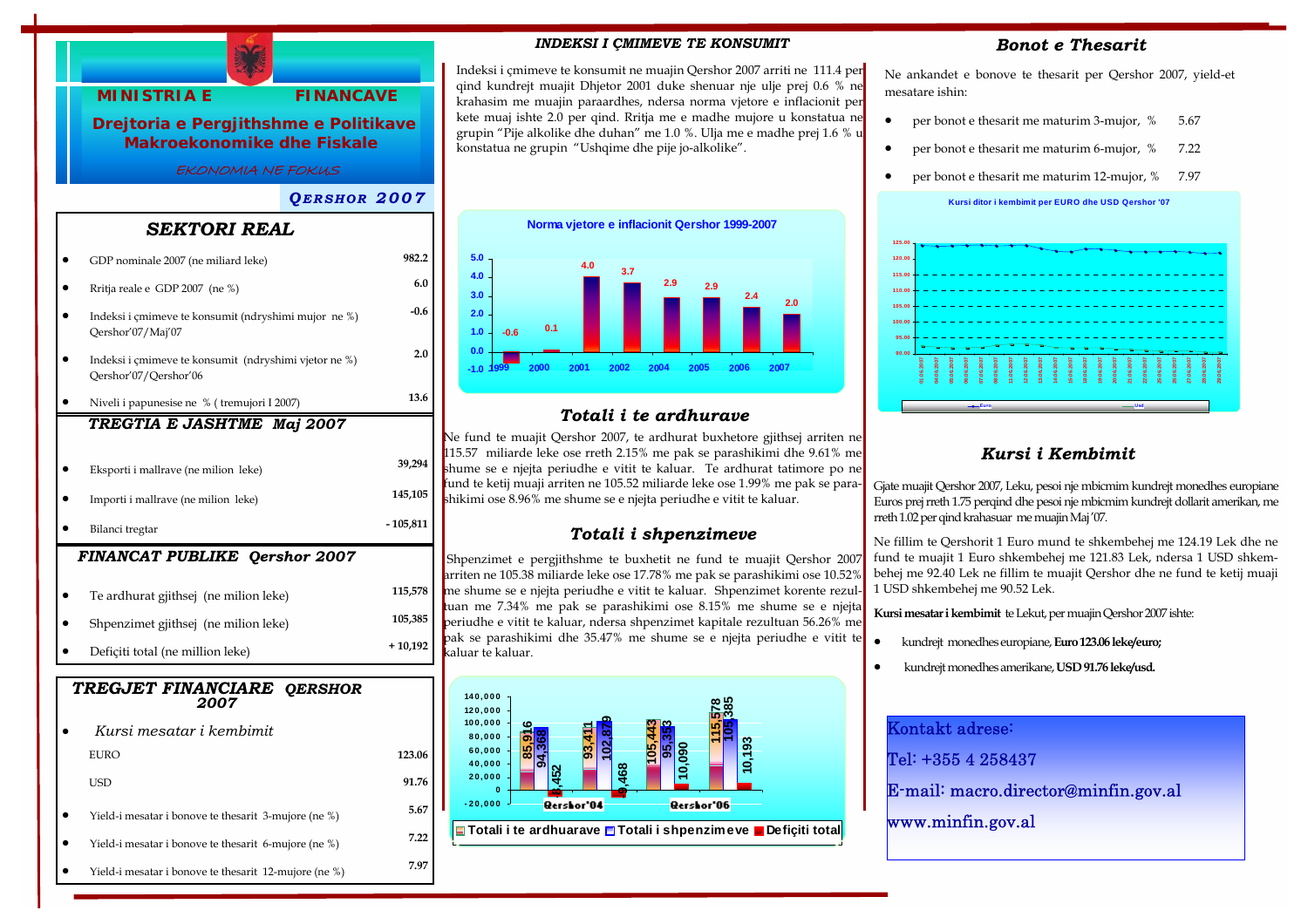# MINISTRIA E FINANCAVE

## Drejtoria e Pergjithshme e Politikave Makroekonomike dhe Fiskale

*EKONOMIA NE FOKUS*

***QERSHOR 2007***

## SEKTORI REAL

| | |
|---|---|
| GDP nominale 2007 (ne miliard leke) | 982.2 |
| Rritja reale e GDP 2007 (ne %) | 6.0 |
| Indeksi i çmimeve te konsumit (ndryshimi mujor ne %) Qershor'07/Maj'07 | -0.6 |
| Indeksi i çmimeve te konsumit (ndryshimi vjetor ne %) Qershor'07/Qershor'06 | 2.0 |
| Niveli i papunesise ne % ( tremujori I 2007) | 13.6 |

## TREGTIA E JASHTME Maj 2007

| | |
|---|---|
| Eksporti i mallrave (ne milion leke) | 39,294 |
| Importi i mallrave (ne milion leke) | 145,105 |
| Bilanci tregtar | - 105,811 |

## FINANCAT PUBLIKE Qershor 2007

| | |
|---|---|
| Te ardhurat gjithsej (ne milion leke) | 115,578 |
| Shpenzimet gjithsej (ne milion leke) | 105,385 |
| Deficiti total (ne million leke) | + 10,192 |

## TREGJET FINANCIARE QERSHOR 2007

| | |
|---|---|
| *Kursi mesatar i kembimit* | |
| EURO | 123.06 |
| USD | 91.76 |
| Yield-i mesatar i bonove te thesarit 3-mujore (ne %) | 5.67 |
| Yield-i mesatar i bonove te thesarit 6-mujore (ne %) | 7.22 |
| Yield-i mesatar i bonove te thesarit 12-mujore (ne %) | 7.97 |

## INDEKSI I ÇMIMEVE TE KONSUMIT

Indeksi i çmimeve te konsumit ne muajin Qershor 2007 arriti ne 111.4 per qind kundrejt muajit Dhjetor 2001 duke shenuar nje ulje prej 0.6 % ne krahasim me muajin paraardhes, ndersa norma vjetore e inflacionit per kete muaj ishte 2.0 per qind. Rritja me e madhe mujore u konstatua ne grupin "Pije alkolike dhe duhan" me 1.0 %. Ulja me e madhe prej 1.6 % u konstatua ne grupin "Ushqime dhe pije jo-alkolike".

**Norma vjetore e inflacionit Qershor 1999-2007**

| 1999 | 2000 | 2001 | 2002 | 2004 | 2005 | 2006 | 2007 |
|---|---|---|---|---|---|---|---|
| -0.6 | 0.1 | 4.0 | 3.7 | 2.9 | 2.9 | 2.4 | 2.0 |

## Totali i te ardhurave

Ne fund te muajit Qershor 2007, te ardhurat buxhetore gjithsej arriten ne 115.57 miliarde leke ose rreth 2.15% me pak se parashikimi dhe 9.61% me shume se e njejta periudhe e vitit te kaluar. Te ardhurat tatimore po ne fund te ketij muaji arriten ne 105.52 miliarde leke ose 1.99% me pak se parashikimi ose 8.96% me shume se e njejta periudhe e vitit te kaluar.

## Totali i shpenzimeve

Shpenzimet e pergjithshme te buxhetit ne fund te muajit Qershor 2007 arriten ne 105.38 miliarde leke ose 17.78% me pak se parashikimi ose 10.52% me shume se e njejta periudhe e vitit te kaluar. Shpenzimet korente rezultuan me 7.34% me pak se parashikimi ose 8.15% me shume se e njejta periudhe e vitit te kaluar, ndersa shpenzimet kapitale rezultuan 56.26% me pak se parashikimi dhe 35.47% me shume se e njejta periudhe e vitit te kaluar te kaluar.

| | Totali i te ardhurave | Totali i shpenzimeve | Deficiti total |
|---|---|---|---|
| Qershor'04 | 85,916 | 94,368 | -8,452 |
| Qershor'05 | 93,411 | 102,879 | -9,468 |
| Qershor'06 | 105,443 | 95,353 | 10,090 |
| Qershor'07 | 115,578 | 105,385 | 10,193 |

## Bonot e Thesarit

Ne ankandet e bonove te thesarit per Qershor 2007, yield-et mesatare ishin:

- per bonot e thesarit me maturim 3-mujor, % 5.67
- per bonot e thesarit me maturim 6-mujor, % 7.22
- per bonot e thesarit me maturim 12-mujor, % 7.97

**Kursi ditor i kembimit per EURO dhe USD Qershor '07**

## Kursi i Kembimit

Gjate muajit Qershor 2007, Leku, pesoi nje mbicmim kundrejt monedhes europiane Euros prej rreth 1.75 perqind dhe pesoi nje mbicmim kundrejt dollarit amerikan, me rreth 1.02 per qind krahasuar me muajin Maj '07.

Ne fillim te Qershorit 1 Euro mund te shkembehej me 124.19 Lek dhe ne fund te muajit 1 Euro shkembehej me 121.83 Lek, ndersa 1 USD shkembehej me 92.40 Lek ne fillim te muajit Qershor dhe ne fund te ketij muaji 1 USD shkembehej me 90.52 Lek.

**Kursi mesatar i kembimit** te Lekut, per muajin Qershor 2007 ishte:

- kundrejt monedhes europiane, **Euro 123.06 leke/euro;**
- kundrejt monedhes amerikane, **USD 91.76 leke/usd.**

Kontakt adrese:

Tel: +355 4 258437

E-mail: macro.director@minfin.gov.al

www.minfin.gov.al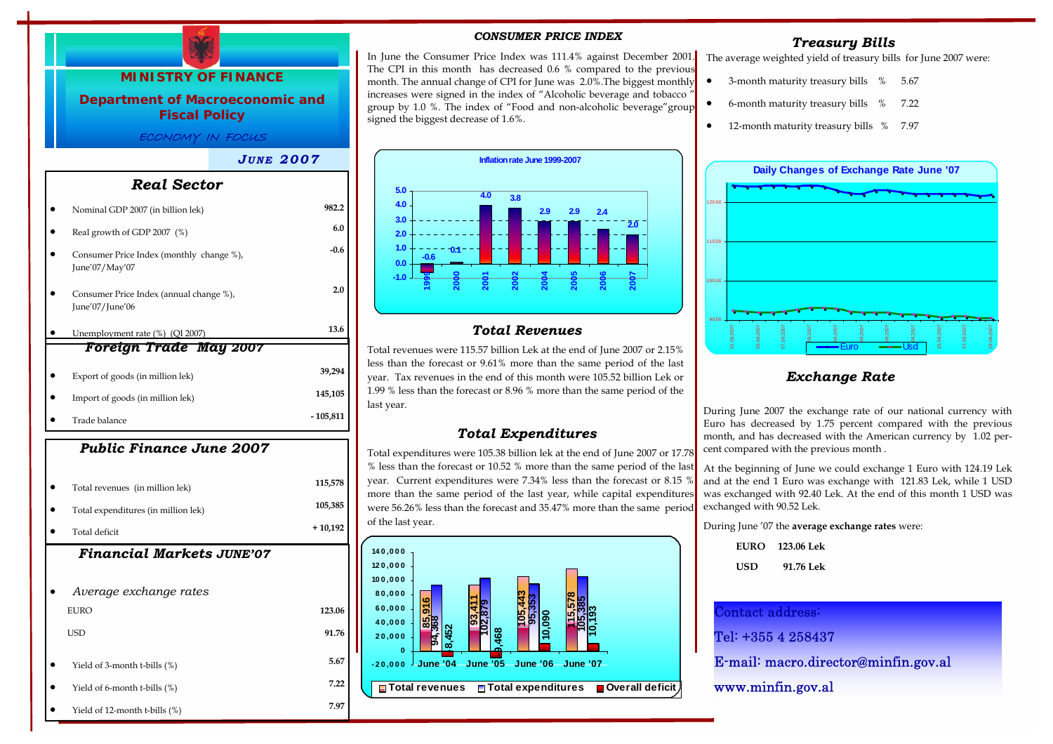# MINISTRY OF FINANCE

## Department of Macroeconomic and Fiscal Policy

ECONOMY IN FOCUS

**JUNE 2007**

## Real Sector

| | |
|---|---|
| Nominal GDP 2007 (in billion lek) | 982.2 |
| Real growth of GDP 2007 (%) | 6.0 |
| Consumer Price Index (monthly change %), June'07/May'07 | -0.6 |
| Consumer Price Index (annual change %), June'07/June'06 | 2.0 |
| Unemployment rate (%) (QI 2007) | 13.6 |

## Foreign Trade May 2007

| | |
|---|---|
| Export of goods (in million lek) | 39,294 |
| Import of goods (in million lek) | 145,105 |
| Trade balance | - 105,811 |

## Public Finance June 2007

| | |
|---|---|
| Total revenues (in million lek) | 115,578 |
| Total expenditures (in million lek) | 105,385 |
| Total deficit | + 10,192 |

## Financial Markets JUNE'07

| | |
|---|---|
| *Average exchange rates* | |
| EURO | 123.06 |
| USD | 91.76 |
| Yield of 3-month t-bills (%) | 5.67 |
| Yield of 6-month t-bills (%) | 7.22 |
| Yield of 12-month t-bills (%) | 7.97 |

## CONSUMER PRICE INDEX

In June the Consumer Price Index was 111.4% against December 2001. The CPI in this month has decreased 0.6 % compared to the previous month. The annual change of CPI for June was 2.0%.The biggest monthly increases were signed in the index of "Alcoholic beverage and tobacco " group by 1.0 %. The index of "Food and non-alcoholic beverage"group signed the biggest decrease of 1.6%.

Inflation rate June 1999-2007

5.0
4.0
3.0
2.0
1.0
0.0
-1.0

-0.6, 0.1, 4.0, 3.8, 2.9, 2.9, 2.4, 2.0

1999, 2000, 2001, 2002, 2004, 2005, 2006, 2007

## Total Revenues

Total revenues were 115.57 billion Lek at the end of June 2007 or 2.15% less than the forecast or 9.61% more than the same period of the last year. Tax revenues in the end of this month were 105.52 billion Lek or 1.99 % less than the forecast or 8.96 % more than the same period of the last year.

## Total Expenditures

Total expenditures were 105.38 billion lek at the end of June 2007 or 17.78 % less than the forecast or 10.52 % more than the same period of the last year. Current expenditures were 7.34% less than the forecast or 8.15 % more than the same period of the last year, while capital expenditures were 56.26% less than the forecast and 35.47% more than the same period of the last year.

140,000
120,000
100,000
80,000
60,000
40,000
20,000
0
-20,000

June '04: 85,916, 94,368, 8,452
June '05: 93,411, 102,879, 9,468
June '06: 105,443, 95,353, 10,090
June '07: 115,578, 105,385, 10,193

Total revenues, Total expenditures, Overall deficit

## Treasury Bills

The average weighted yield of treasury bills for June 2007 were:

- 3-month maturity treasury bills % 5.67
- 6-month maturity treasury bills % 7.22
- 12-month maturity treasury bills % 7.97

Daily Changes of Exchange Rate June '07

120.00
110.00
100.00
90.00

01.06.2007, 05.06.2007, 07.06.2007, 25.06.2007, 27.06.2007, 29.06.2007

Euro, Usd

## Exchange Rate

During June 2007 the exchange rate of our national currency with Euro has decreased by 1.75 percent compared with the previous month, and has decreased with the American currency by 1.02 percent compared with the previous month .

At the beginning of June we could exchange 1 Euro with 124.19 Lek and at the end 1 Euro was exchange with 121.83 Lek, while 1 USD was exchanged with 92.40 Lek. At the end of this month 1 USD was exchanged with 90.52 Lek.

During June '07 the **average exchange rates** were:

**EURO 123.06 Lek**

**USD 91.76 Lek**

Contact address:

Tel: +355 4 258437

E-mail: macro.director@minfin.gov.al

www.minfin.gov.al